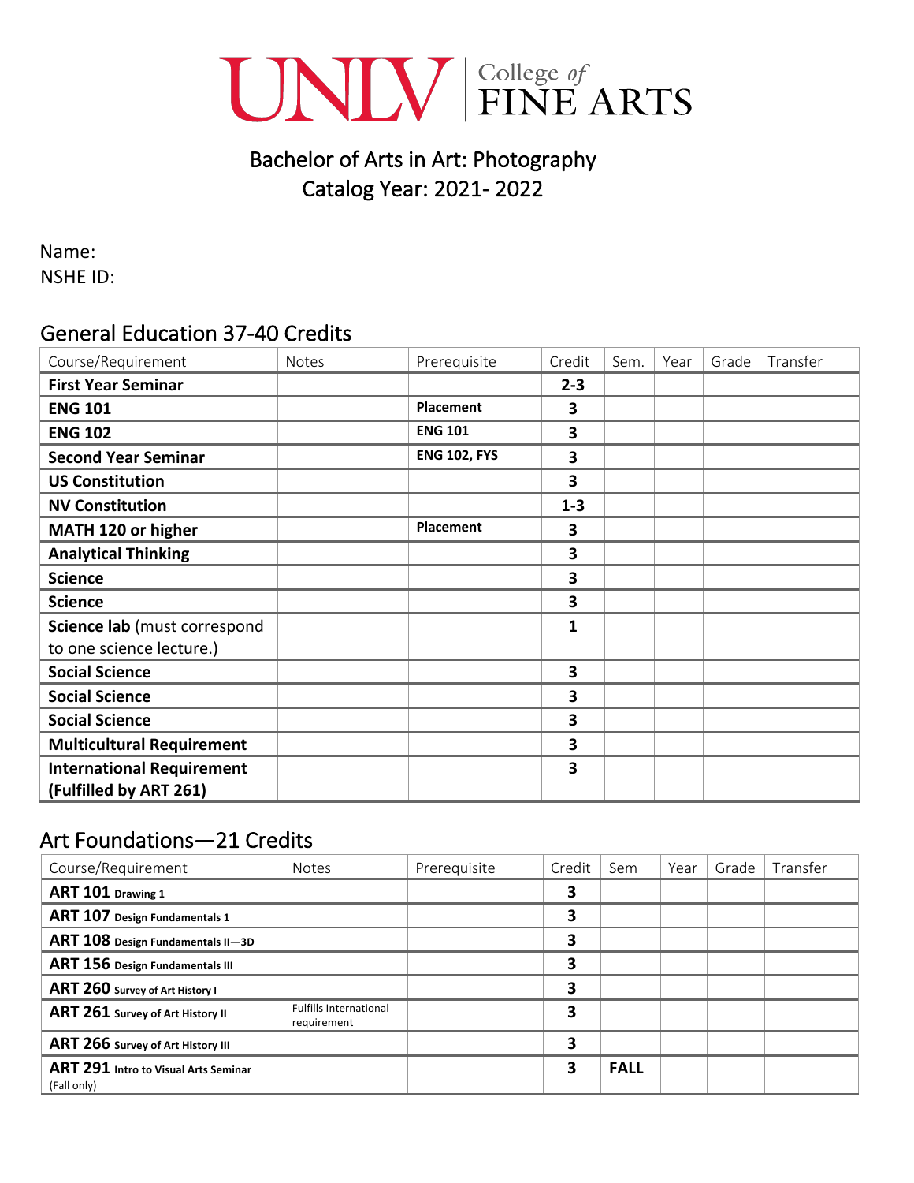UNLV | College of FINE ARTS

# Bachelor of Arts in Art: Photography
# Catalog Year: 2021- 2022

Name:
NSHE ID:

## General Education 37-40 Credits

| Course/Requirement | Notes | Prerequisite | Credit | Sem. | Year | Grade | Transfer |
|---|---|---|---|---|---|---|---|
| **First Year Seminar** | | | **2-3** | | | | |
| **ENG 101** | | **Placement** | **3** | | | | |
| **ENG 102** | | **ENG 101** | **3** | | | | |
| **Second Year Seminar** | | **ENG 102, FYS** | **3** | | | | |
| **US Constitution** | | | **3** | | | | |
| **NV Constitution** | | | **1-3** | | | | |
| **MATH 120 or higher** | | **Placement** | **3** | | | | |
| **Analytical Thinking** | | | **3** | | | | |
| **Science** | | | **3** | | | | |
| **Science** | | | **3** | | | | |
| **Science lab** (must correspond to one science lecture.) | | | **1** | | | | |
| **Social Science** | | | **3** | | | | |
| **Social Science** | | | **3** | | | | |
| **Social Science** | | | **3** | | | | |
| **Multicultural Requirement** | | | **3** | | | | |
| **International Requirement (Fulfilled by ART 261)** | | | **3** | | | | |

## Art Foundations—21 Credits

| Course/Requirement | Notes | Prerequisite | Credit | Sem | Year | Grade | Transfer |
|---|---|---|---|---|---|---|---|
| **ART 101** Drawing 1 | | | **3** | | | | |
| **ART 107** Design Fundamentals 1 | | | **3** | | | | |
| **ART 108** Design Fundamentals II—3D | | | **3** | | | | |
| **ART 156** Design Fundamentals III | | | **3** | | | | |
| **ART 260** Survey of Art History I | | | **3** | | | | |
| **ART 261** Survey of Art History II | Fulfills International requirement | | **3** | | | | |
| **ART 266** Survey of Art History III | | | **3** | | | | |
| **ART 291** Intro to Visual Arts Seminar (Fall only) | | | **3** | **FALL** | | | |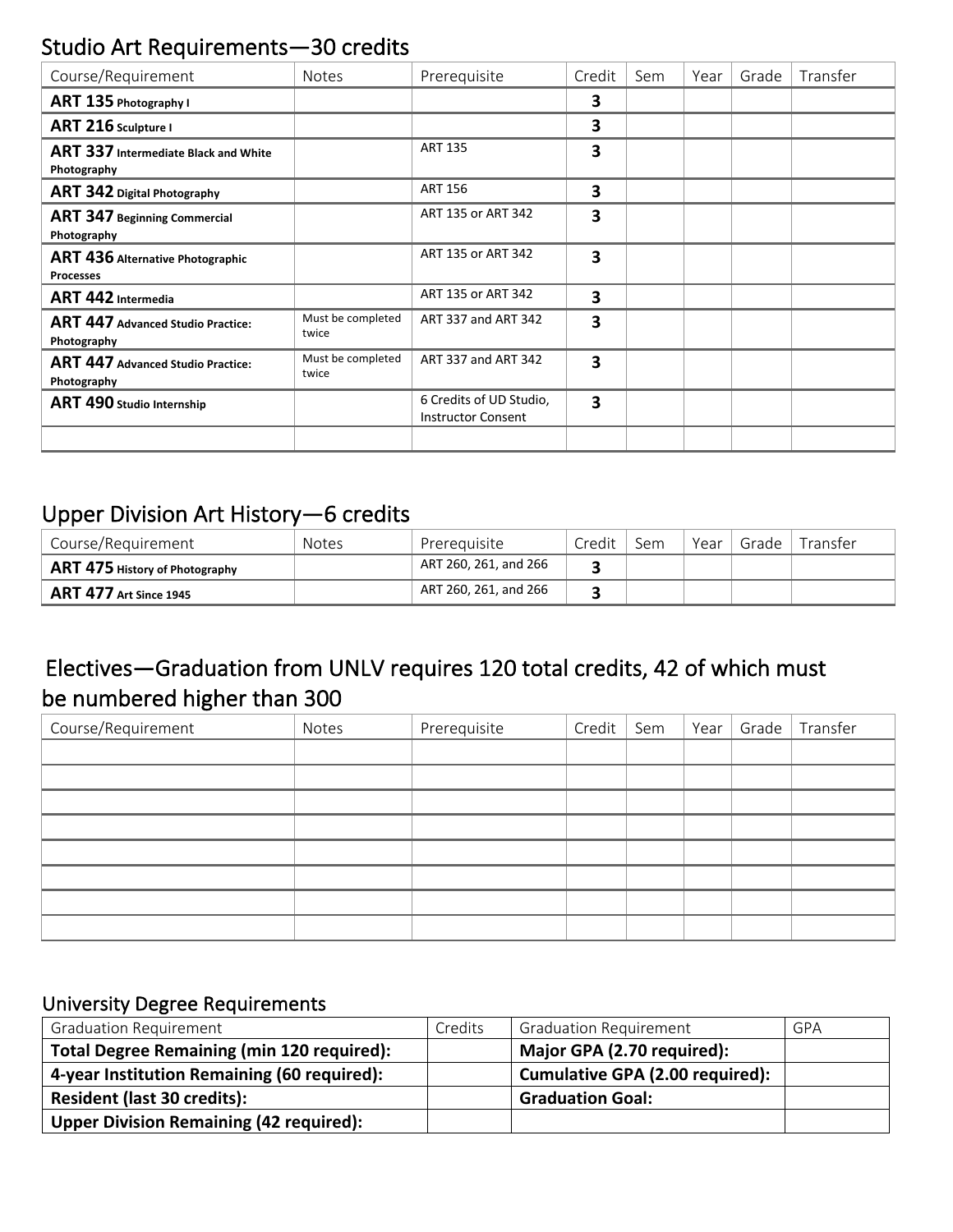## Studio Art Requirements—30 credits

| Course/Requirement | Notes | Prerequisite | Credit | Sem | Year | Grade | Transfer |
|---|---|---|---|---|---|---|---|
| **ART 135 Photography I** | | | **3** | | | | |
| **ART 216 Sculpture I** | | | **3** | | | | |
| **ART 337 Intermediate Black and White Photography** | | ART 135 | **3** | | | | |
| **ART 342 Digital Photography** | | ART 156 | **3** | | | | |
| **ART 347 Beginning Commercial Photography** | | ART 135 or ART 342 | **3** | | | | |
| **ART 436 Alternative Photographic Processes** | | ART 135 or ART 342 | **3** | | | | |
| **ART 442 Intermedia** | | ART 135 or ART 342 | **3** | | | | |
| **ART 447 Advanced Studio Practice: Photography** | Must be completed twice | ART 337 and ART 342 | **3** | | | | |
| **ART 447 Advanced Studio Practice: Photography** | Must be completed twice | ART 337 and ART 342 | **3** | | | | |
| **ART 490 Studio Internship** | | 6 Credits of UD Studio, Instructor Consent | **3** | | | | |
| | | | | | | | |

## Upper Division Art History—6 credits

| Course/Requirement | Notes | Prerequisite | Credit | Sem | Year | Grade | Transfer |
|---|---|---|---|---|---|---|---|
| **ART 475 History of Photography** | | ART 260, 261, and 266 | **3** | | | | |
| **ART 477 Art Since 1945** | | ART 260, 261, and 266 | **3** | | | | |

## Electives—Graduation from UNLV requires 120 total credits, 42 of which must be numbered higher than 300

| Course/Requirement | Notes | Prerequisite | Credit | Sem | Year | Grade | Transfer |
|---|---|---|---|---|---|---|---|
| | | | | | | | |
| | | | | | | | |
| | | | | | | | |
| | | | | | | | |
| | | | | | | | |
| | | | | | | | |
| | | | | | | | |
| | | | | | | | |

## University Degree Requirements

| Graduation Requirement | Credits | Graduation Requirement | GPA |
|---|---|---|---|
| **Total Degree Remaining (min 120 required):** | | **Major GPA (2.70 required):** | |
| **4-year Institution Remaining (60 required):** | | **Cumulative GPA (2.00 required):** | |
| **Resident (last 30 credits):** | | **Graduation Goal:** | |
| **Upper Division Remaining (42 required):** | | | |